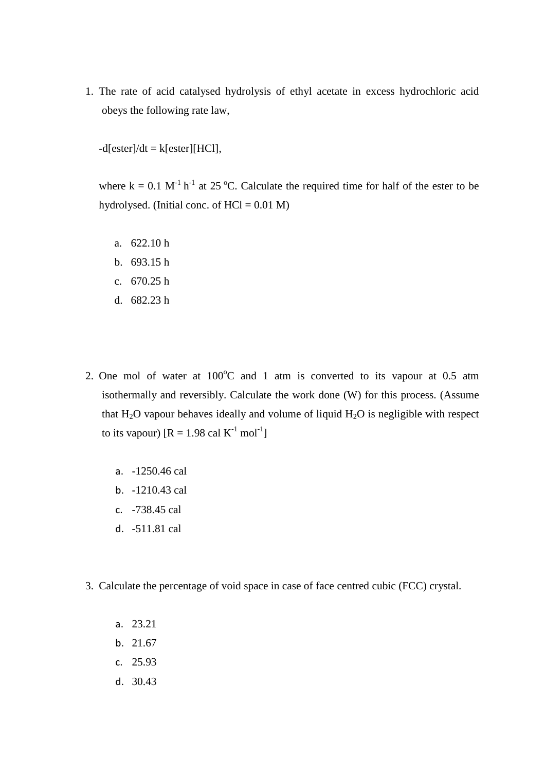1. The rate of acid catalysed hydrolysis of ethyl acetate in excess hydrochloric acid obeys the following rate law,

   -d[ester]/dt = k[ester][HCl],

   where $k = 0.1\ M^{-1}\ h^{-1}$ at 25 $^oC$. Calculate the required time for half of the ester to be hydrolysed. (Initial conc. of HCl = 0.01 M)

   a. 622.10 h
   b. 693.15 h
   c. 670.25 h
   d. 682.23 h

2. One mol of water at 100$^oC$ and 1 atm is converted to its vapour at 0.5 atm isothermally and reversibly. Calculate the work done (W) for this process. (Assume that $H_2O$ vapour behaves ideally and volume of liquid $H_2O$ is negligible with respect to its vapour) [$R = 1.98\ cal\ K^{-1}\ mol^{-1}$]

   a. -1250.46 cal
   b. -1210.43 cal
   c. -738.45 cal
   d. -511.81 cal

3. Calculate the percentage of void space in case of face centred cubic (FCC) crystal.

   a. 23.21
   b. 21.67
   c. 25.93
   d. 30.43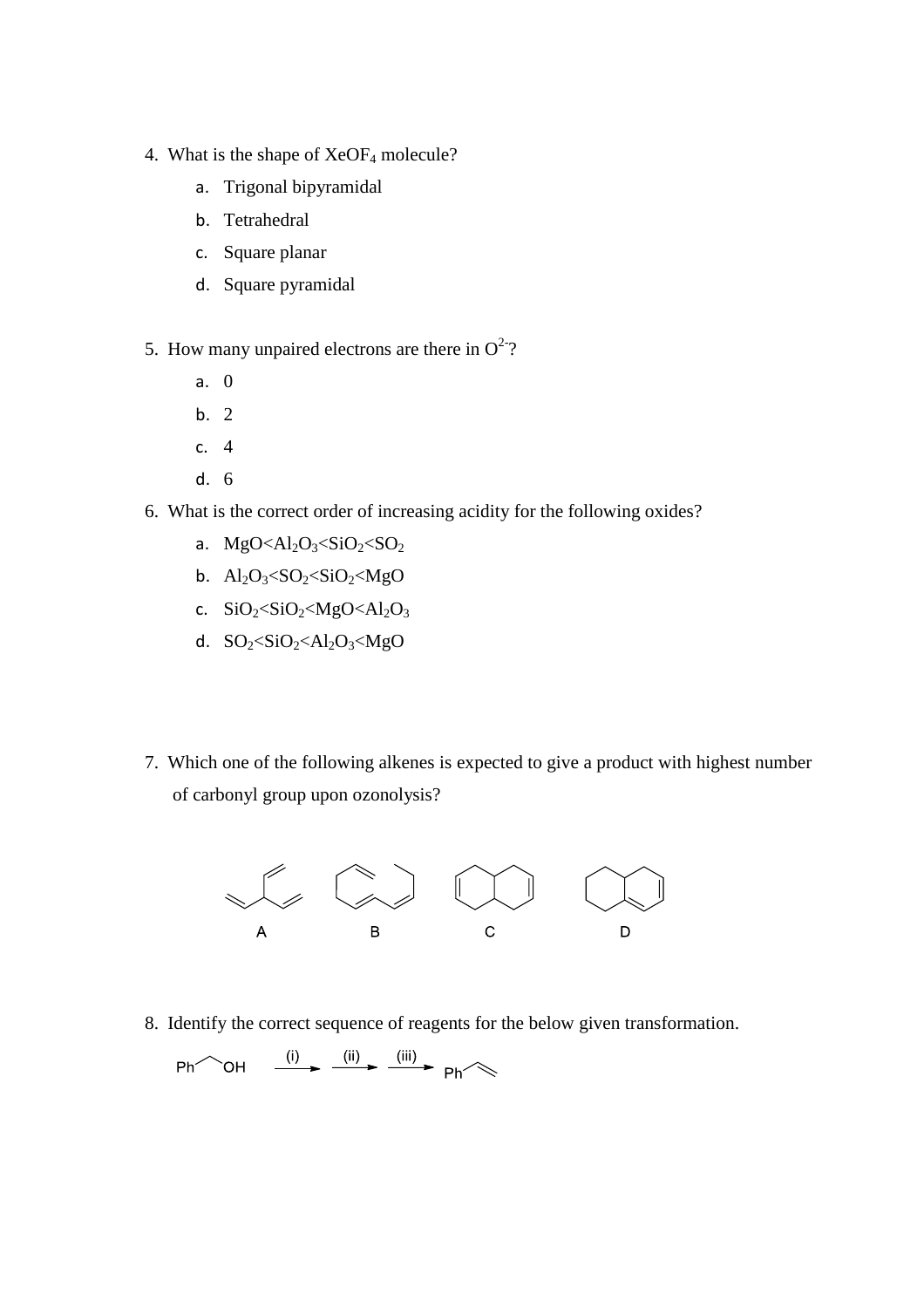4. What is the shape of $XeOF_4$ molecule?
   a. Trigonal bipyramidal
   b. Tetrahedral
   c. Square planar
   d. Square pyramidal

5. How many unpaired electrons are there in $O^{2-}$?
   a. 0
   b. 2
   c. 4
   d. 6

6. What is the correct order of increasing acidity for the following oxides?
   a. $MgO<Al_2O_3<SiO_2<SO_2$
   b. $Al_2O_3<SO_2<SiO_2<MgO$
   c. $SiO_2<SiO_2<MgO<Al_2O_3$
   d. $SO_2<SiO_2<Al_2O_3<MgO$

7. Which one of the following alkenes is expected to give a product with highest number of carbonyl group upon ozonolysis?

   A B C D

8. Identify the correct sequence of reagents for the below given transformation.

   Ph‿OH —(i)→ —(ii)→ —(iii)→ Ph‿CH=CH₂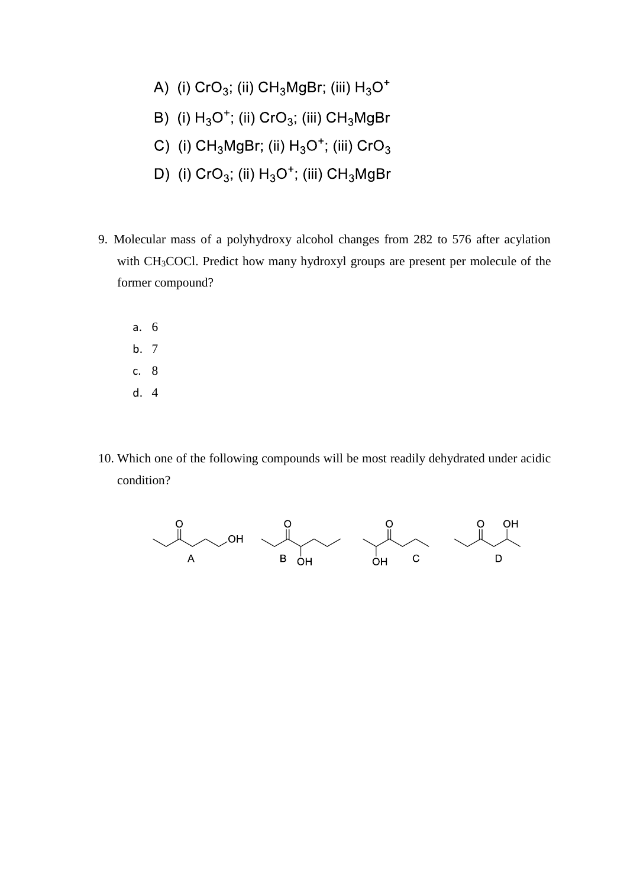A) (i) $CrO_3$; (ii) $CH_3MgBr$; (iii) $H_3O^+$

B) (i) $H_3O^+$; (ii) $CrO_3$; (iii) $CH_3MgBr$

C) (i) $CH_3MgBr$; (ii) $H_3O^+$; (iii) $CrO_3$

D) (i) $CrO_3$; (ii) $H_3O^+$; (iii) $CH_3MgBr$

9. Molecular mass of a polyhydroxy alcohol changes from 282 to 576 after acylation with $CH_3COCl$. Predict how many hydroxyl groups are present per molecule of the former compound?

   a. 6
   b. 7
   c. 8
   d. 4

10. Which one of the following compounds will be most readily dehydrated under acidic condition?

A

B

C

D